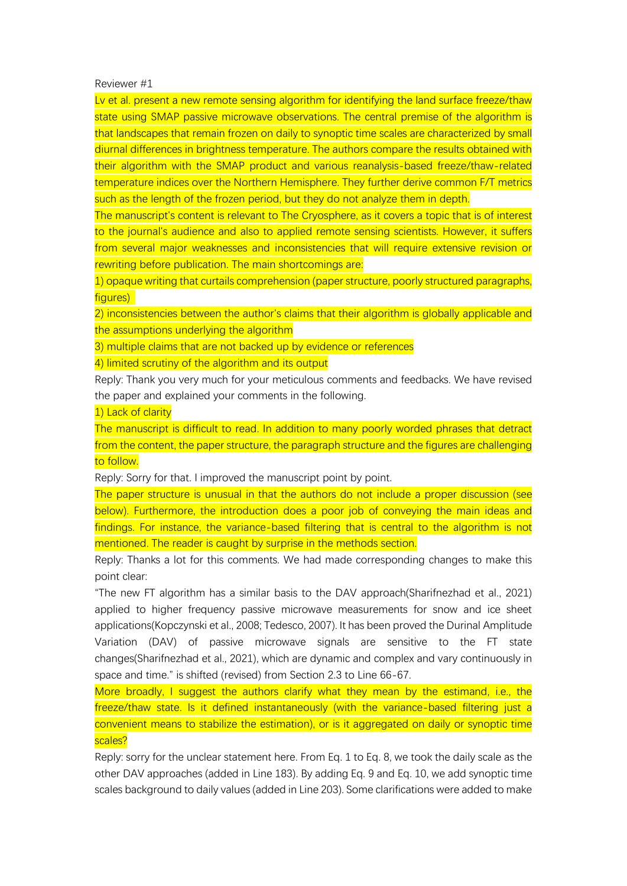Reviewer #1

Lv et al. present a new remote sensing algorithm for identifying the land surface freeze/thaw state using SMAP passive microwave observations. The central premise of the algorithm is that landscapes that remain frozen on daily to synoptic time scales are characterized by small diurnal differences in brightness temperature. The authors compare the results obtained with their algorithm with the SMAP product and various reanalysis-based freeze/thaw-related temperature indices over the Northern Hemisphere. They further derive common F/T metrics such as the length of the frozen period, but they do not analyze them in depth.

The manuscript's content is relevant to The Cryosphere, as it covers a topic that is of interest to the journal's audience and also to applied remote sensing scientists. However, it suffers from several major weaknesses and inconsistencies that will require extensive revision or rewriting before publication. The main shortcomings are:

1) opaque writing that curtails comprehension (paper structure, poorly structured paragraphs, figures)

2) inconsistencies between the author's claims that their algorithm is globally applicable and the assumptions underlying the algorithm

3) multiple claims that are not backed up by evidence or references

4) limited scrutiny of the algorithm and its output

Reply: Thank you very much for your meticulous comments and feedbacks. We have revised the paper and explained your comments in the following.

1) Lack of clarity

The manuscript is difficult to read. In addition to many poorly worded phrases that detract from the content, the paper structure, the paragraph structure and the figures are challenging to follow.

Reply: Sorry for that. I improved the manuscript point by point.

The paper structure is unusual in that the authors do not include a proper discussion (see below). Furthermore, the introduction does a poor job of conveying the main ideas and findings. For instance, the variance-based filtering that is central to the algorithm is not mentioned. The reader is caught by surprise in the methods section.

Reply: Thanks a lot for this comments. We had made corresponding changes to make this point clear:

"The new FT algorithm has a similar basis to the DAV approach(Sharifnezhad et al., 2021) applied to higher frequency passive microwave measurements for snow and ice sheet applications(Kopczynski et al., 2008; Tedesco, 2007). It has been proved the Durinal Amplitude Variation (DAV) of passive microwave signals are sensitive to the FT state changes(Sharifnezhad et al., 2021), which are dynamic and complex and vary continuously in space and time." is shifted (revised) from Section 2.3 to Line 66-67.

More broadly, I suggest the authors clarify what they mean by the estimand, i.e., the freeze/thaw state. Is it defined instantaneously (with the variance-based filtering just a convenient means to stabilize the estimation), or is it aggregated on daily or synoptic time scales?

Reply: sorry for the unclear statement here. From Eq. 1 to Eq. 8, we took the daily scale as the other DAV approaches (added in Line 183). By adding Eq. 9 and Eq. 10, we add synoptic time scales background to daily values (added in Line 203). Some clarifications were added to make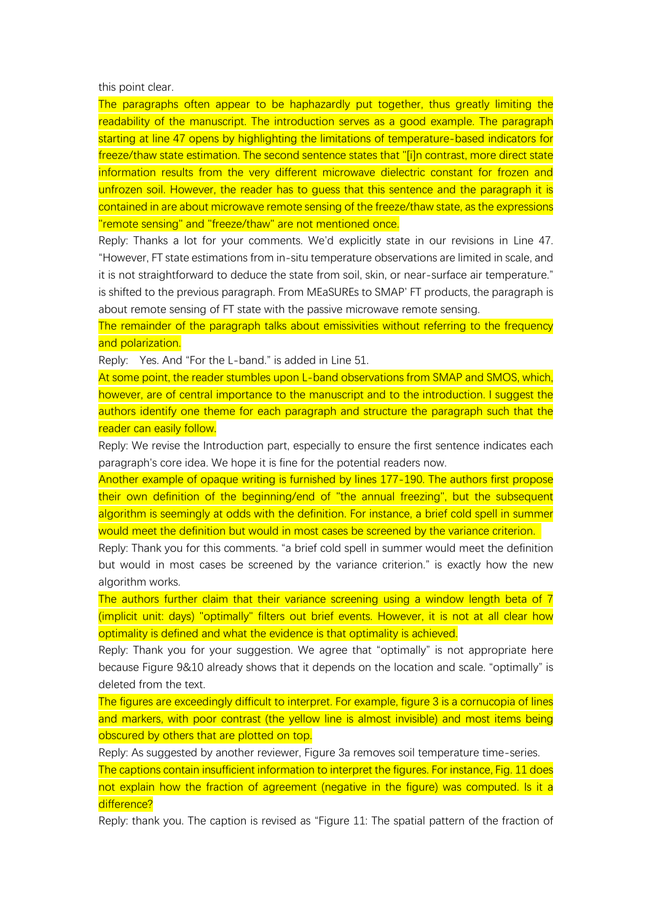this point clear.

The paragraphs often appear to be haphazardly put together, thus greatly limiting the readability of the manuscript. The introduction serves as a good example. The paragraph starting at line 47 opens by highlighting the limitations of temperature-based indicators for freeze/thaw state estimation. The second sentence states that "[i]n contrast, more direct state information results from the very different microwave dielectric constant for frozen and unfrozen soil. However, the reader has to guess that this sentence and the paragraph it is contained in are about microwave remote sensing of the freeze/thaw state, as the expressions "remote sensing" and "freeze/thaw" are not mentioned once.

Reply: Thanks a lot for your comments. We'd explicitly state in our revisions in Line 47. "However, FT state estimations from in-situ temperature observations are limited in scale, and it is not straightforward to deduce the state from soil, skin, or near-surface air temperature." is shifted to the previous paragraph. From MEaSUREs to SMAP' FT products, the paragraph is about remote sensing of FT state with the passive microwave remote sensing.

The remainder of the paragraph talks about emissivities without referring to the frequency and polarization.

Reply: Yes. And "For the L-band." is added in Line 51.

At some point, the reader stumbles upon L-band observations from SMAP and SMOS, which, however, are of central importance to the manuscript and to the introduction. I suggest the authors identify one theme for each paragraph and structure the paragraph such that the reader can easily follow.

Reply: We revise the Introduction part, especially to ensure the first sentence indicates each paragraph's core idea. We hope it is fine for the potential readers now.

Another example of opaque writing is furnished by lines 177-190. The authors first propose their own definition of the beginning/end of "the annual freezing", but the subsequent algorithm is seemingly at odds with the definition. For instance, a brief cold spell in summer would meet the definition but would in most cases be screened by the variance criterion.

Reply: Thank you for this comments. "a brief cold spell in summer would meet the definition but would in most cases be screened by the variance criterion." is exactly how the new algorithm works.

The authors further claim that their variance screening using a window length beta of 7 (implicit unit: days) "optimally" filters out brief events. However, it is not at all clear how optimality is defined and what the evidence is that optimality is achieved.

Reply: Thank you for your suggestion. We agree that "optimally" is not appropriate here because Figure 9&10 already shows that it depends on the location and scale. "optimally" is deleted from the text.

The figures are exceedingly difficult to interpret. For example, figure 3 is a cornucopia of lines and markers, with poor contrast (the yellow line is almost invisible) and most items being obscured by others that are plotted on top.

Reply: As suggested by another reviewer, Figure 3a removes soil temperature time-series.

The captions contain insufficient information to interpret the figures. For instance, Fig. 11 does not explain how the fraction of agreement (negative in the figure) was computed. Is it a difference?

Reply: thank you. The caption is revised as "Figure 11: The spatial pattern of the fraction of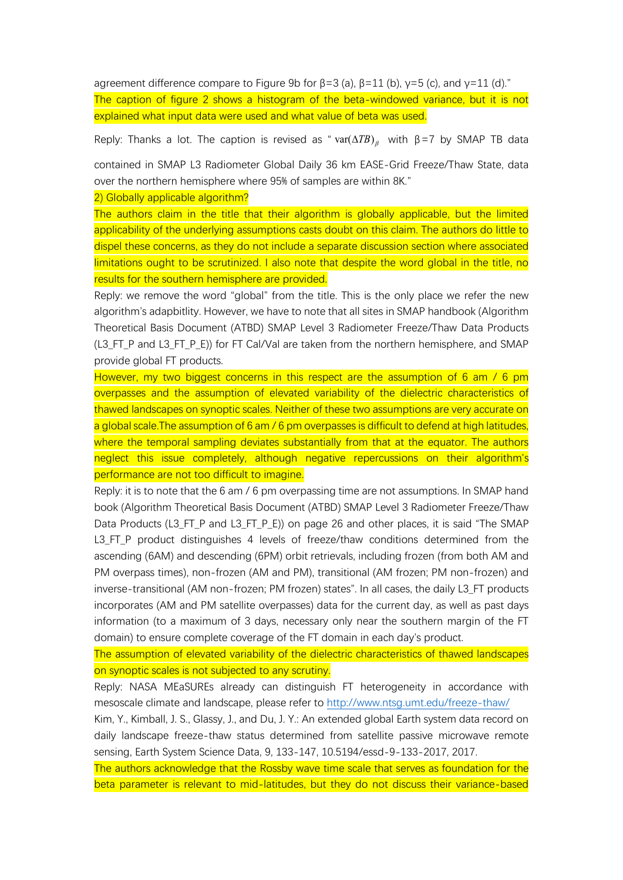agreement difference compare to Figure 9b for β=3 (a), β=11 (b), γ=5 (c), and γ=11 (d)."

The caption of figure 2 shows a histogram of the beta-windowed variance, but it is not explained what input data were used and what value of beta was used.

Reply: Thanks a lot. The caption is revised as " $\text{var}(\Delta TB)_\beta$ with β=7 by SMAP TB data contained in SMAP L3 Radiometer Global Daily 36 km EASE-Grid Freeze/Thaw State, data over the northern hemisphere where 95% of samples are within 8K."

2) Globally applicable algorithm?

The authors claim in the title that their algorithm is globally applicable, but the limited applicability of the underlying assumptions casts doubt on this claim. The authors do little to dispel these concerns, as they do not include a separate discussion section where associated limitations ought to be scrutinized. I also note that despite the word global in the title, no results for the southern hemisphere are provided.

Reply: we remove the word "global" from the title. This is the only place we refer the new algorithm's adapbtility. However, we have to note that all sites in SMAP handbook (Algorithm Theoretical Basis Document (ATBD) SMAP Level 3 Radiometer Freeze/Thaw Data Products (L3_FT_P and L3_FT_P_E)) for FT Cal/Val are taken from the northern hemisphere, and SMAP provide global FT products.

However, my two biggest concerns in this respect are the assumption of 6 am / 6 pm overpasses and the assumption of elevated variability of the dielectric characteristics of thawed landscapes on synoptic scales. Neither of these two assumptions are very accurate on a global scale.The assumption of 6 am / 6 pm overpasses is difficult to defend at high latitudes, where the temporal sampling deviates substantially from that at the equator. The authors neglect this issue completely, although negative repercussions on their algorithm's performance are not too difficult to imagine.

Reply: it is to note that the 6 am / 6 pm overpassing time are not assumptions. In SMAP hand book (Algorithm Theoretical Basis Document (ATBD) SMAP Level 3 Radiometer Freeze/Thaw Data Products (L3_FT_P and L3_FT_P_E)) on page 26 and other places, it is said "The SMAP L3_FT_P product distinguishes 4 levels of freeze/thaw conditions determined from the ascending (6AM) and descending (6PM) orbit retrievals, including frozen (from both AM and PM overpass times), non-frozen (AM and PM), transitional (AM frozen; PM non-frozen) and inverse-transitional (AM non-frozen; PM frozen) states". In all cases, the daily L3_FT products incorporates (AM and PM satellite overpasses) data for the current day, as well as past days information (to a maximum of 3 days, necessary only near the southern margin of the FT domain) to ensure complete coverage of the FT domain in each day's product.

The assumption of elevated variability of the dielectric characteristics of thawed landscapes on synoptic scales is not subjected to any scrutiny.

Reply: NASA MEaSUREs already can distinguish FT heterogeneity in accordance with mesoscale climate and landscape, please refer to http://www.ntsg.umt.edu/freeze-thaw/

Kim, Y., Kimball, J. S., Glassy, J., and Du, J. Y.: An extended global Earth system data record on daily landscape freeze-thaw status determined from satellite passive microwave remote sensing, Earth System Science Data, 9, 133-147, 10.5194/essd-9-133-2017, 2017.

The authors acknowledge that the Rossby wave time scale that serves as foundation for the beta parameter is relevant to mid-latitudes, but they do not discuss their variance-based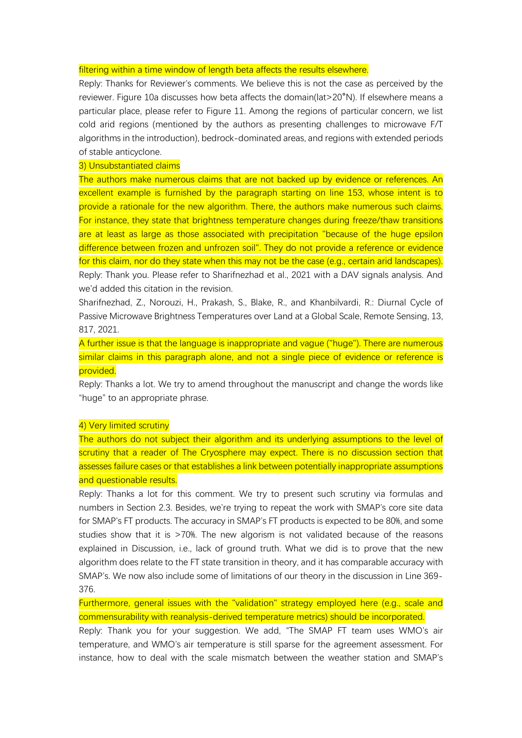filtering within a time window of length beta affects the results elsewhere.

Reply: Thanks for Reviewer's comments. We believe this is not the case as perceived by the reviewer. Figure 10a discusses how beta affects the domain(lat>20°N). If elsewhere means a particular place, please refer to Figure 11. Among the regions of particular concern, we list cold arid regions (mentioned by the authors as presenting challenges to microwave F/T algorithms in the introduction), bedrock-dominated areas, and regions with extended periods of stable anticyclone.

3) Unsubstantiated claims

The authors make numerous claims that are not backed up by evidence or references. An excellent example is furnished by the paragraph starting on line 153, whose intent is to provide a rationale for the new algorithm. There, the authors make numerous such claims. For instance, they state that brightness temperature changes during freeze/thaw transitions are at least as large as those associated with precipitation "because of the huge epsilon difference between frozen and unfrozen soil". They do not provide a reference or evidence for this claim, nor do they state when this may not be the case (e.g., certain arid landscapes).

Reply: Thank you. Please refer to Sharifnezhad et al., 2021 with a DAV signals analysis. And we'd added this citation in the revision.

Sharifnezhad, Z., Norouzi, H., Prakash, S., Blake, R., and Khanbilvardi, R.: Diurnal Cycle of Passive Microwave Brightness Temperatures over Land at a Global Scale, Remote Sensing, 13, 817, 2021.

A further issue is that the language is inappropriate and vague ("huge"). There are numerous similar claims in this paragraph alone, and not a single piece of evidence or reference is provided.

Reply: Thanks a lot. We try to amend throughout the manuscript and change the words like "huge" to an appropriate phrase.

4) Very limited scrutiny

The authors do not subject their algorithm and its underlying assumptions to the level of scrutiny that a reader of The Cryosphere may expect. There is no discussion section that assesses failure cases or that establishes a link between potentially inappropriate assumptions and questionable results.

Reply: Thanks a lot for this comment. We try to present such scrutiny via formulas and numbers in Section 2.3. Besides, we're trying to repeat the work with SMAP's core site data for SMAP's FT products. The accuracy in SMAP's FT products is expected to be 80%, and some studies show that it is >70%. The new algorism is not validated because of the reasons explained in Discussion, i.e., lack of ground truth. What we did is to prove that the new algorithm does relate to the FT state transition in theory, and it has comparable accuracy with SMAP's. We now also include some of limitations of our theory in the discussion in Line 369-376.

Furthermore, general issues with the "validation" strategy employed here (e.g., scale and commensurability with reanalysis-derived temperature metrics) should be incorporated.

Reply: Thank you for your suggestion. We add, "The SMAP FT team uses WMO's air temperature, and WMO's air temperature is still sparse for the agreement assessment. For instance, how to deal with the scale mismatch between the weather station and SMAP's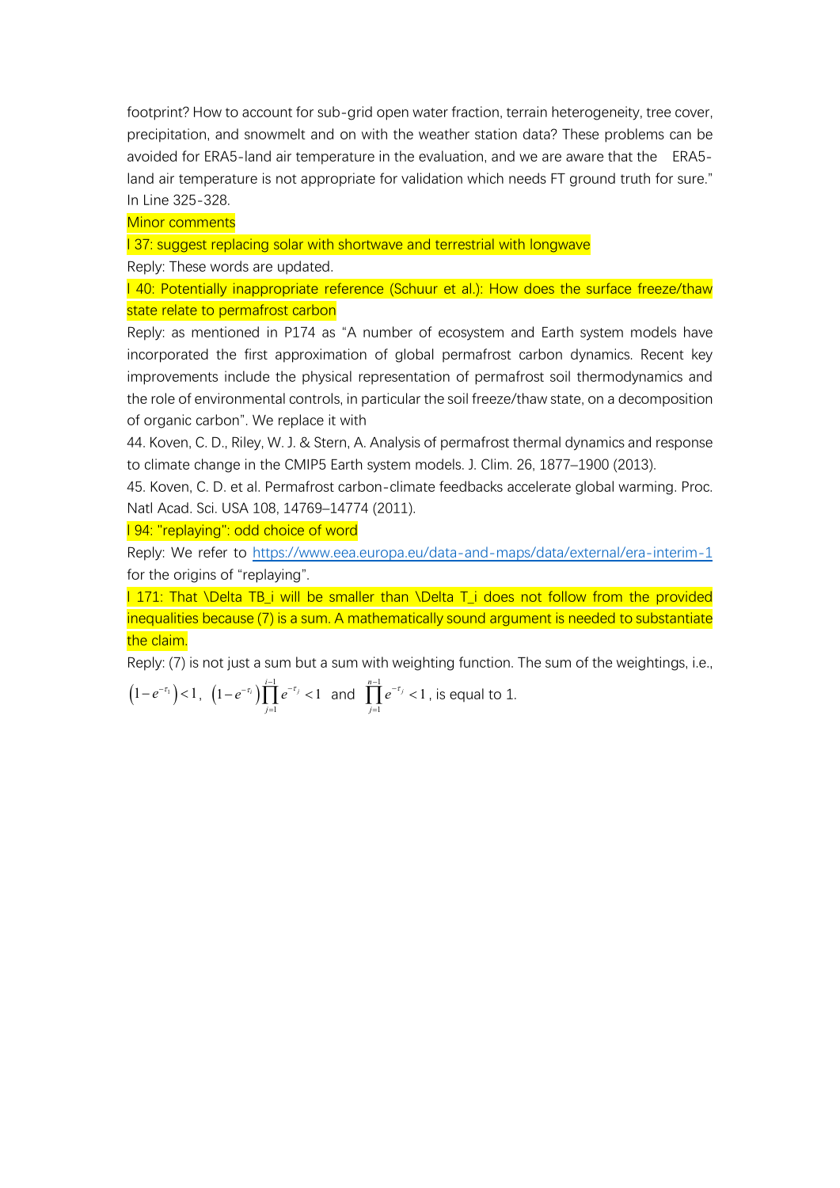footprint? How to account for sub-grid open water fraction, terrain heterogeneity, tree cover, precipitation, and snowmelt and on with the weather station data? These problems can be avoided for ERA5-land air temperature in the evaluation, and we are aware that the ERA5-land air temperature is not appropriate for validation which needs FT ground truth for sure." In Line 325-328.

Minor comments

l 37: suggest replacing solar with shortwave and terrestrial with longwave

Reply: These words are updated.

l 40: Potentially inappropriate reference (Schuur et al.): How does the surface freeze/thaw state relate to permafrost carbon

Reply: as mentioned in P174 as "A number of ecosystem and Earth system models have incorporated the first approximation of global permafrost carbon dynamics. Recent key improvements include the physical representation of permafrost soil thermodynamics and the role of environmental controls, in particular the soil freeze/thaw state, on a decomposition of organic carbon". We replace it with

44. Koven, C. D., Riley, W. J. & Stern, A. Analysis of permafrost thermal dynamics and response to climate change in the CMIP5 Earth system models. J. Clim. 26, 1877–1900 (2013).

45. Koven, C. D. et al. Permafrost carbon-climate feedbacks accelerate global warming. Proc. Natl Acad. Sci. USA 108, 14769–14774 (2011).

l 94: "replaying": odd choice of word

Reply: We refer to https://www.eea.europa.eu/data-and-maps/data/external/era-interim-1 for the origins of "replaying".

l 171: That \Delta TB_i will be smaller than \Delta T_i does not follow from the provided inequalities because (7) is a sum. A mathematically sound argument is needed to substantiate the claim.

Reply: (7) is not just a sum but a sum with weighting function. The sum of the weightings, i.e., $\left(1-e^{-\tau_1}\right)<1$, $\left(1-e^{-\tau_i}\right)\prod_{j=1}^{i-1} e^{-\tau_j}<1$ and $\prod_{j=1}^{n-1} e^{-\tau_j}<1$, is equal to 1.